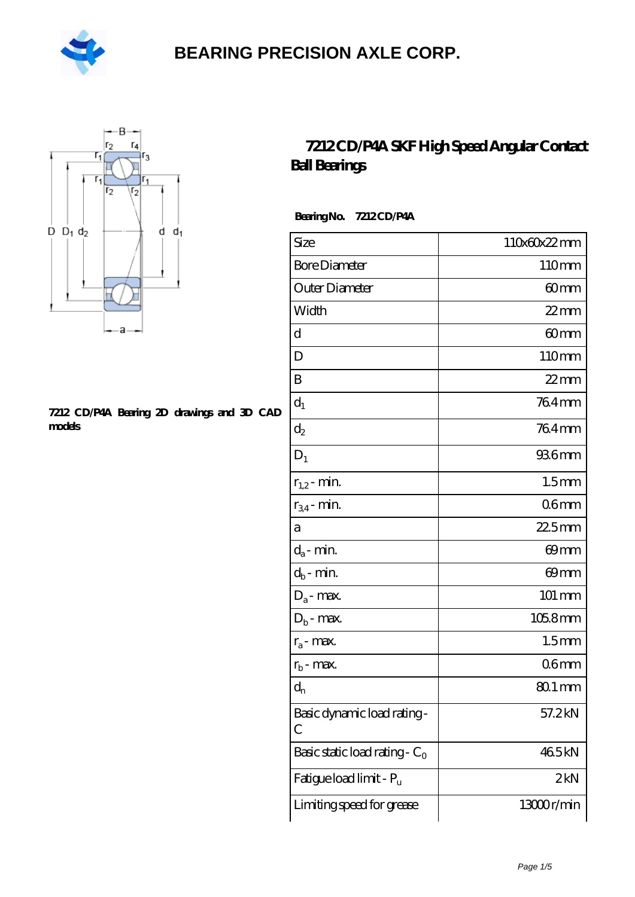BEARING PRECISION AXLE CORP.

# 7212 CD/P4A SKF High Speed Angular Contact Ball Bearings

**Bearing No. 7212 CD/P4A**

| Size | 110x60x22 mm |
| --- | --- |
| Bore Diameter | 110 mm |
| Outer Diameter | 60 mm |
| Width | 22 mm |
| d | 60 mm |
| D | 110 mm |
| B | 22 mm |
| $d_1$ | 76.4 mm |
| $d_2$ | 76.4 mm |
| $D_1$ | 93.6 mm |
| $r_{1,2}$ - min. | 1.5 mm |
| $r_{3,4}$ - min. | 0.6 mm |
| a | 22.5 mm |
| $d_a$ - min. | 69 mm |
| $d_b$ - min. | 69 mm |
| $D_a$ - max. | 101 mm |
| $D_b$ - max. | 105.8 mm |
| $r_a$ - max. | 1.5 mm |
| $r_b$ - max. | 0.6 mm |
| $d_n$ | 80.1 mm |
| Basic dynamic load rating - C | 57.2 kN |
| Basic static load rating - $C_0$ | 46.5 kN |
| Fatigue load limit - $P_u$ | 2 kN |
| Limiting speed for grease | 13000 r/min |

**7212 CD/P4A Bearing 2D drawings and 3D CAD models**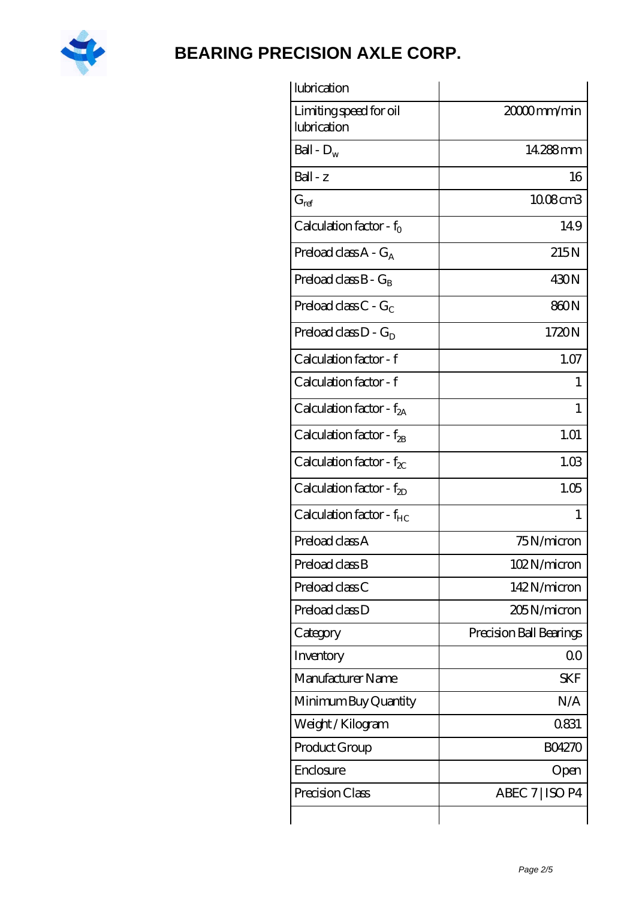| | |
|---|---|
| lubrication | |
| Limiting speed for oil lubrication | 20000 mm/min |
| Ball - $D_w$ | 14.288 mm |
| Ball - z | 16 |
| $G_{ref}$ | 10.08 cm3 |
| Calculation factor - $f_0$ | 14.9 |
| Preload class A - $G_A$ | 215 N |
| Preload class B - $G_B$ | 430 N |
| Preload class C - $G_C$ | 860 N |
| Preload class D - $G_D$ | 1720 N |
| Calculation factor - f | 1.07 |
| Calculation factor - f | 1 |
| Calculation factor - $f_{2A}$ | 1 |
| Calculation factor - $f_{2B}$ | 1.01 |
| Calculation factor - $f_{2C}$ | 1.03 |
| Calculation factor - $f_{2D}$ | 1.05 |
| Calculation factor - $f_{HC}$ | 1 |
| Preload class A | 75 N/micron |
| Preload class B | 102 N/micron |
| Preload class C | 142 N/micron |
| Preload class D | 205 N/micron |
| Category | Precision Ball Bearings |
| Inventory | 0.0 |
| Manufacturer Name | SKF |
| Minimum Buy Quantity | N/A |
| Weight / Kilogram | 0.831 |
| Product Group | B04270 |
| Enclosure | Open |
| Precision Class | ABEC 7 \| ISO P4 |
| | |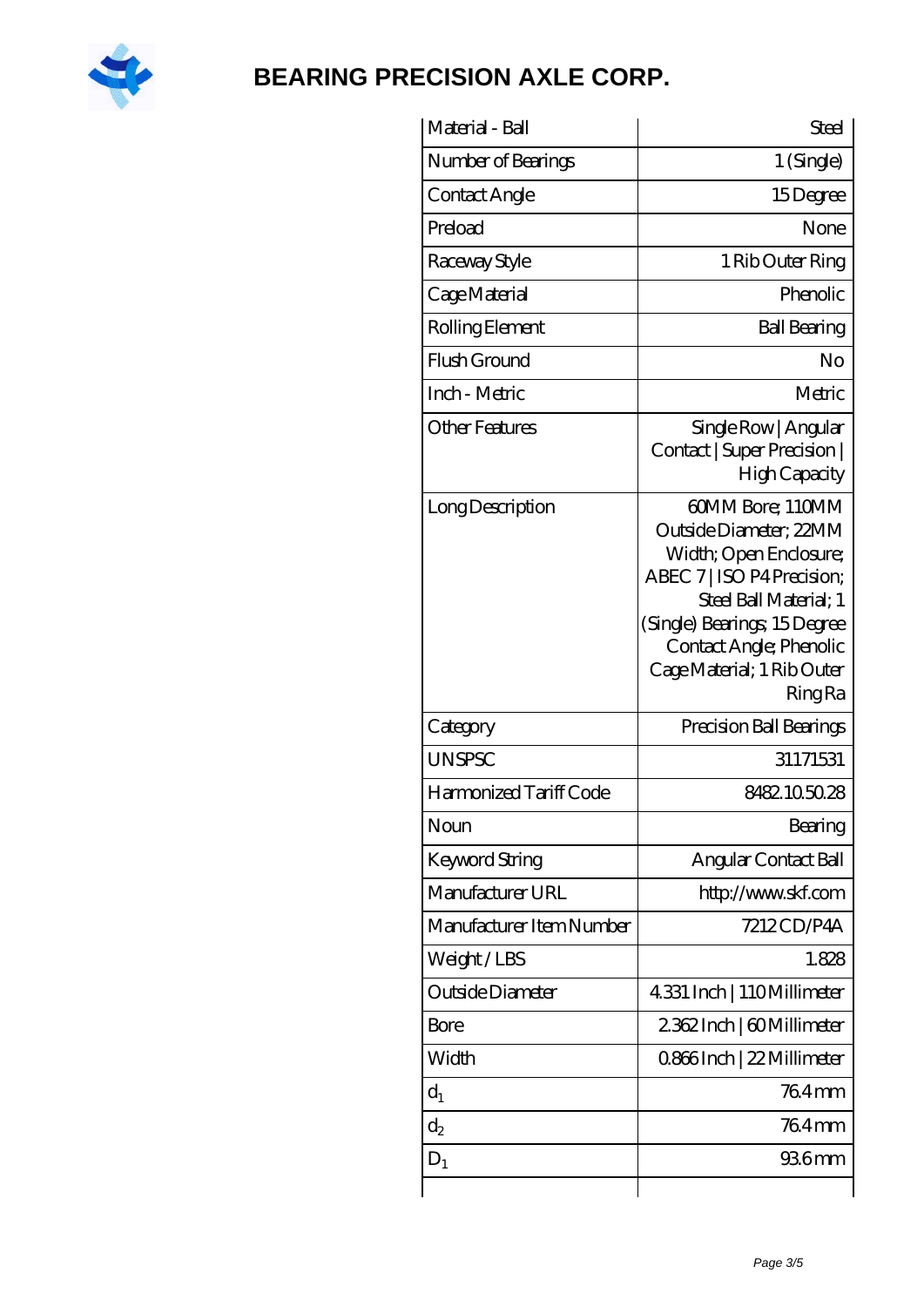# BEARING PRECISION AXLE CORP.

| | |
|---|---|
| Material - Ball | Steel |
| Number of Bearings | 1 (Single) |
| Contact Angle | 15 Degree |
| Preload | None |
| Raceway Style | 1 Rib Outer Ring |
| Cage Material | Phenolic |
| Rolling Element | Ball Bearing |
| Flush Ground | No |
| Inch - Metric | Metric |
| Other Features | Single Row \| Angular Contact \| Super Precision \| High Capacity |
| Long Description | 60MM Bore; 110MM Outside Diameter; 22MM Width; Open Enclosure; ABEC 7 \| ISO P4 Precision; Steel Ball Material; 1 (Single) Bearings; 15 Degree Contact Angle; Phenolic Cage Material; 1 Rib Outer Ring Ra |
| Category | Precision Ball Bearings |
| UNSPSC | 31171531 |
| Harmonized Tariff Code | 8482.10.50.28 |
| Noun | Bearing |
| Keyword String | Angular Contact Ball |
| Manufacturer URL | http://www.skf.com |
| Manufacturer Item Number | 7212 CD/P4A |
| Weight / LBS | 1.828 |
| Outside Diameter | 4.331 Inch \| 110 Millimeter |
| Bore | 2.362 Inch \| 60 Millimeter |
| Width | 0.866 Inch \| 22 Millimeter |
| $d_1$ | 76.4 mm |
| $d_2$ | 76.4 mm |
| $D_1$ | 93.6 mm |
| | |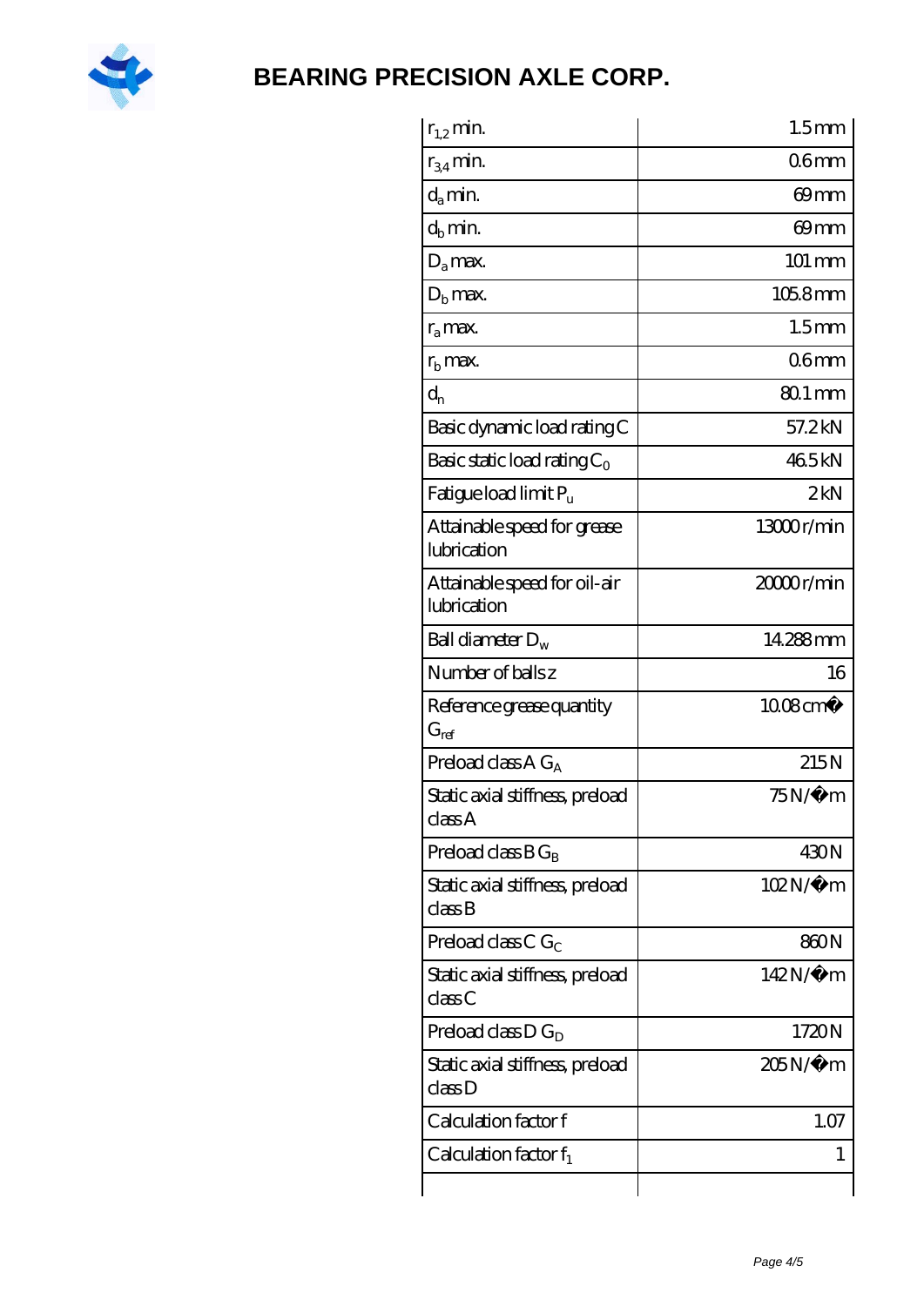# BEARING PRECISION AXLE CORP.

| | |
|---|---|
| $r_{1,2}$ min. | 1.5 mm |
| $r_{3,4}$ min. | 0.6 mm |
| $d_a$ min. | 69 mm |
| $d_b$ min. | 69 mm |
| $D_a$ max. | 101 mm |
| $D_b$ max. | 105.8 mm |
| $r_a$ max. | 1.5 mm |
| $r_b$ max. | 0.6 mm |
| $d_n$ | 80.1 mm |
| Basic dynamic load rating C | 57.2 kN |
| Basic static load rating $C_0$ | 46.5 kN |
| Fatigue load limit $P_u$ | 2 kN |
| Attainable speed for grease lubrication | 13000 r/min |
| Attainable speed for oil-air lubrication | 20000 r/min |
| Ball diameter $D_w$ | 14.288 mm |
| Number of balls z | 16 |
| Reference grease quantity $G_{ref}$ | 10.08 cm� |
| Preload class A $G_A$ | 215 N |
| Static axial stiffness, preload class A | 75 N/�m |
| Preload class B $G_B$ | 430 N |
| Static axial stiffness, preload class B | 102 N/�m |
| Preload class C $G_C$ | 860 N |
| Static axial stiffness, preload class C | 142 N/�m |
| Preload class D $G_D$ | 1720 N |
| Static axial stiffness, preload class D | 205 N/�m |
| Calculation factor f | 1.07 |
| Calculation factor $f_1$ | 1 |
| | |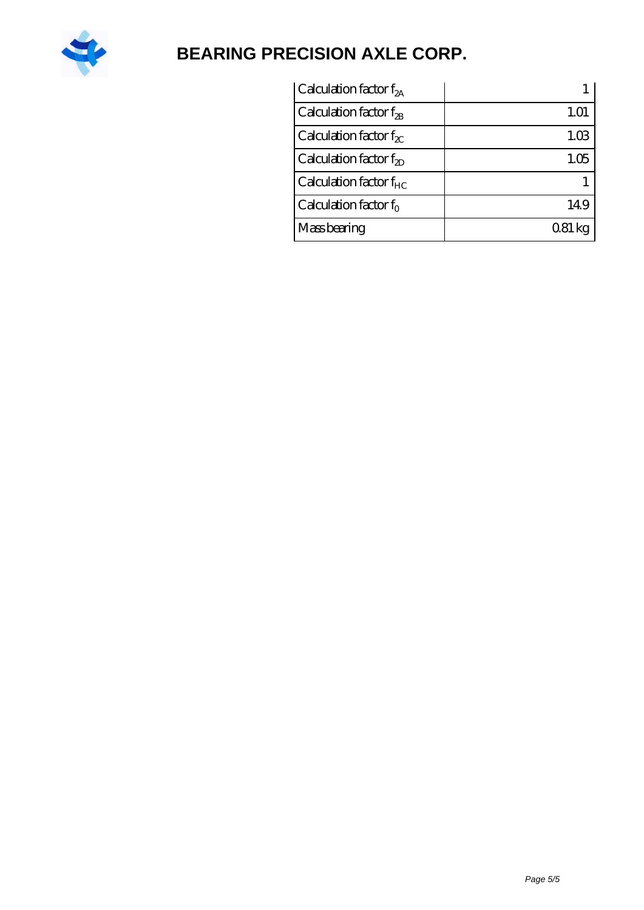| | |
|---|---|
| Calculation factor $f_{2A}$ | 1 |
| Calculation factor $f_{2B}$ | 1.01 |
| Calculation factor $f_{2C}$ | 1.03 |
| Calculation factor $f_{2D}$ | 1.05 |
| Calculation factor $f_{HC}$ | 1 |
| Calculation factor $f_0$ | 14.9 |
| Mass bearing | 0.81 kg |